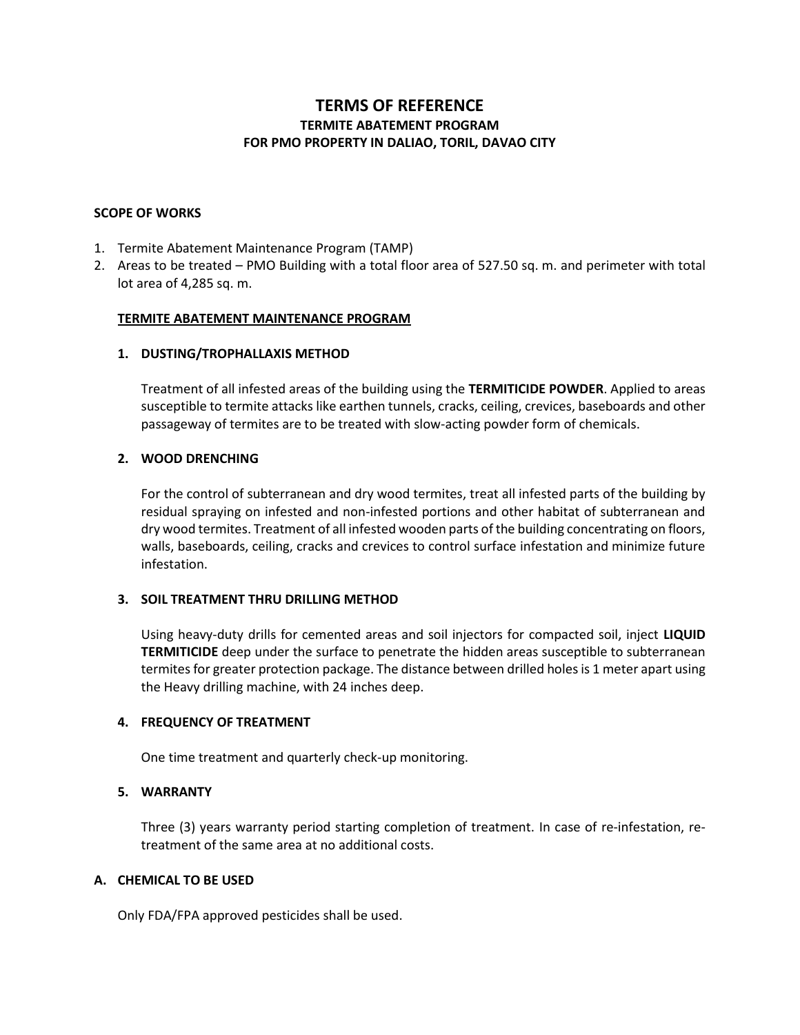# TERMS OF REFERENCE

## TERMITE ABATEMENT PROGRAM
## FOR PMO PROPERTY IN DALIAO, TORIL, DAVAO CITY

**SCOPE OF WORKS**

1. Termite Abatement Maintenance Program (TAMP)
2. Areas to be treated – PMO Building with a total floor area of 527.50 sq. m. and perimeter with total lot area of 4,285 sq. m.

**TERMITE ABATEMENT MAINTENANCE PROGRAM**

**1. DUSTING/TROPHALLAXIS METHOD**

Treatment of all infested areas of the building using the **TERMITICIDE POWDER**. Applied to areas susceptible to termite attacks like earthen tunnels, cracks, ceiling, crevices, baseboards and other passageway of termites are to be treated with slow-acting powder form of chemicals.

**2. WOOD DRENCHING**

For the control of subterranean and dry wood termites, treat all infested parts of the building by residual spraying on infested and non-infested portions and other habitat of subterranean and dry wood termites. Treatment of all infested wooden parts of the building concentrating on floors, walls, baseboards, ceiling, cracks and crevices to control surface infestation and minimize future infestation.

**3. SOIL TREATMENT THRU DRILLING METHOD**

Using heavy-duty drills for cemented areas and soil injectors for compacted soil, inject **LIQUID TERMITICIDE** deep under the surface to penetrate the hidden areas susceptible to subterranean termites for greater protection package. The distance between drilled holes is 1 meter apart using the Heavy drilling machine, with 24 inches deep.

**4. FREQUENCY OF TREATMENT**

One time treatment and quarterly check-up monitoring.

**5. WARRANTY**

Three (3) years warranty period starting completion of treatment. In case of re-infestation, re-treatment of the same area at no additional costs.

**A. CHEMICAL TO BE USED**

Only FDA/FPA approved pesticides shall be used.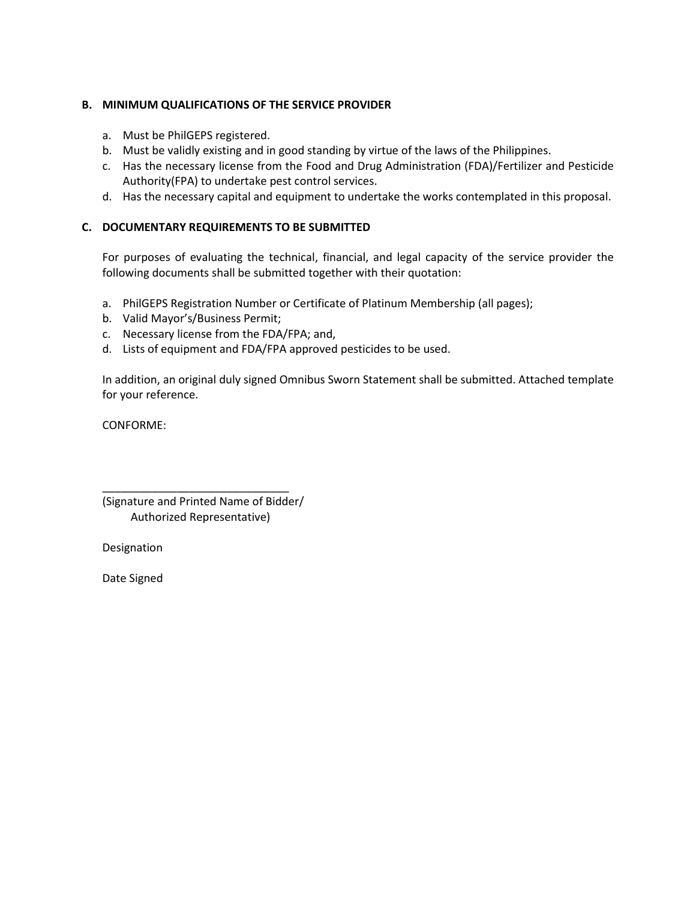**B. MINIMUM QUALIFICATIONS OF THE SERVICE PROVIDER**

a. Must be PhilGEPS registered.
b. Must be validly existing and in good standing by virtue of the laws of the Philippines.
c. Has the necessary license from the Food and Drug Administration (FDA)/Fertilizer and Pesticide Authority(FPA) to undertake pest control services.
d. Has the necessary capital and equipment to undertake the works contemplated in this proposal.

**C. DOCUMENTARY REQUIREMENTS TO BE SUBMITTED**

For purposes of evaluating the technical, financial, and legal capacity of the service provider the following documents shall be submitted together with their quotation:

a. PhilGEPS Registration Number or Certificate of Platinum Membership (all pages);
b. Valid Mayor's/Business Permit;
c. Necessary license from the FDA/FPA; and,
d. Lists of equipment and FDA/FPA approved pesticides to be used.

In addition, an original duly signed Omnibus Sworn Statement shall be submitted. Attached template for your reference.

CONFORME:

______________________________
(Signature and Printed Name of Bidder/
Authorized Representative)

Designation

Date Signed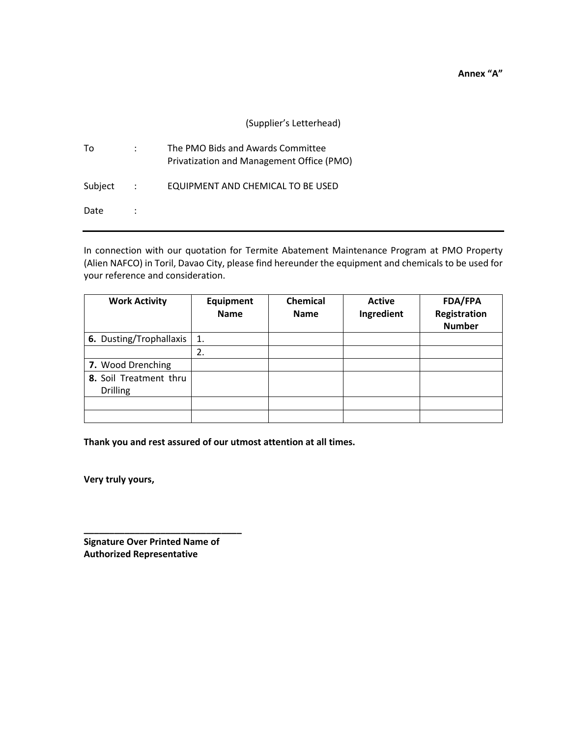**Annex "A"**

(Supplier's Letterhead)

To : The PMO Bids and Awards Committee
Privatization and Management Office (PMO)

Subject : EQUIPMENT AND CHEMICAL TO BE USED

Date :

---

In connection with our quotation for Termite Abatement Maintenance Program at PMO Property (Alien NAFCO) in Toril, Davao City, please find hereunder the equipment and chemicals to be used for your reference and consideration.

| Work Activity | Equipment Name | Chemical Name | Active Ingredient | FDA/FPA Registration Number |
|---|---|---|---|---|
| **6.** Dusting/Trophallaxis | 1. | | | |
| | 2. | | | |
| **7.** Wood Drenching | | | | |
| **8.** Soil Treatment thru Drilling | | | | |
| | | | | |
| | | | | |

**Thank you and rest assured of our utmost attention at all times.**

**Very truly yours,**

______________________________
**Signature Over Printed Name of Authorized Representative**